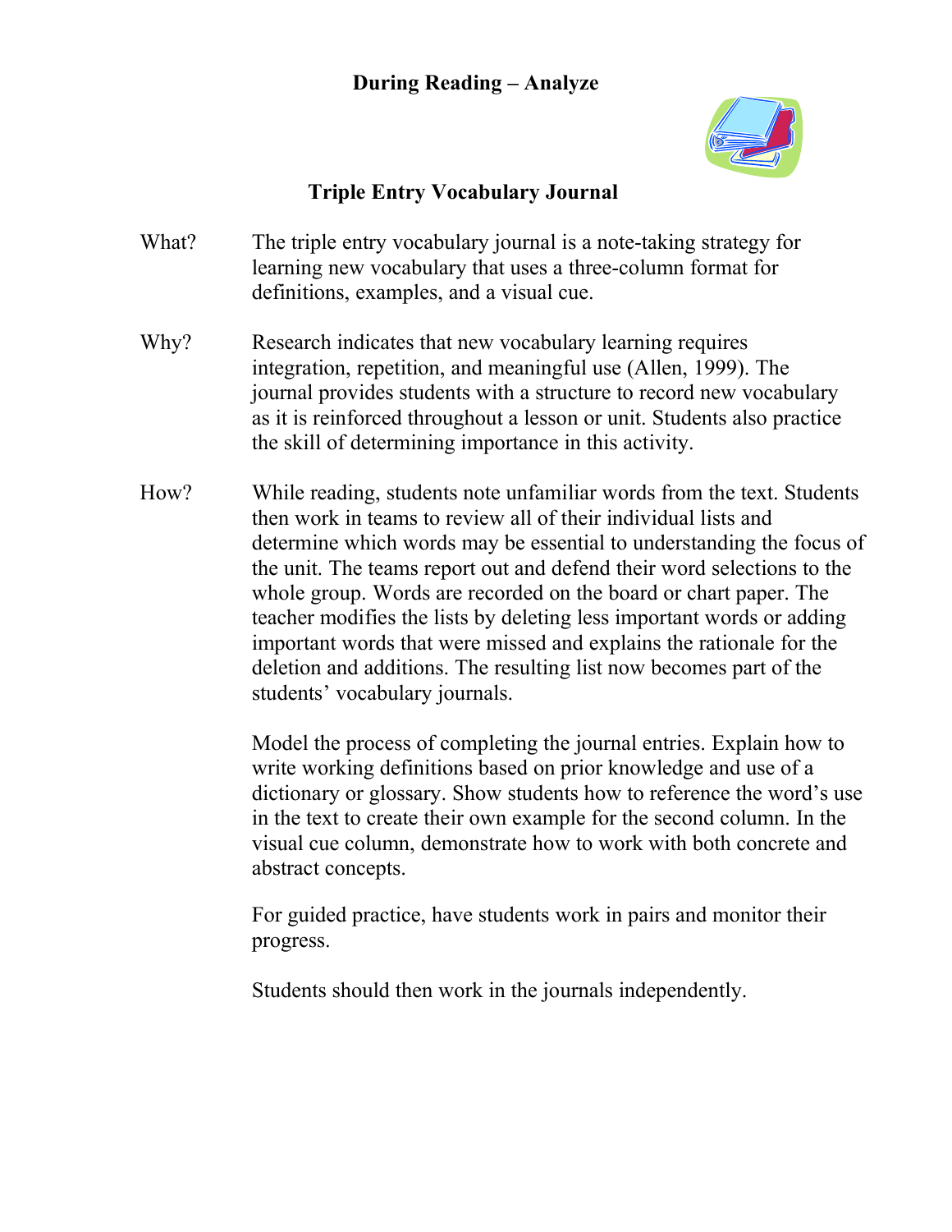## During Reading – Analyze

### Triple Entry Vocabulary Journal

What? The triple entry vocabulary journal is a note-taking strategy for learning new vocabulary that uses a three-column format for definitions, examples, and a visual cue.

Why? Research indicates that new vocabulary learning requires integration, repetition, and meaningful use (Allen, 1999). The journal provides students with a structure to record new vocabulary as it is reinforced throughout a lesson or unit. Students also practice the skill of determining importance in this activity.

How? While reading, students note unfamiliar words from the text. Students then work in teams to review all of their individual lists and determine which words may be essential to understanding the focus of the unit. The teams report out and defend their word selections to the whole group. Words are recorded on the board or chart paper. The teacher modifies the lists by deleting less important words or adding important words that were missed and explains the rationale for the deletion and additions. The resulting list now becomes part of the students' vocabulary journals.

Model the process of completing the journal entries. Explain how to write working definitions based on prior knowledge and use of a dictionary or glossary. Show students how to reference the word's use in the text to create their own example for the second column. In the visual cue column, demonstrate how to work with both concrete and abstract concepts.

For guided practice, have students work in pairs and monitor their progress.

Students should then work in the journals independently.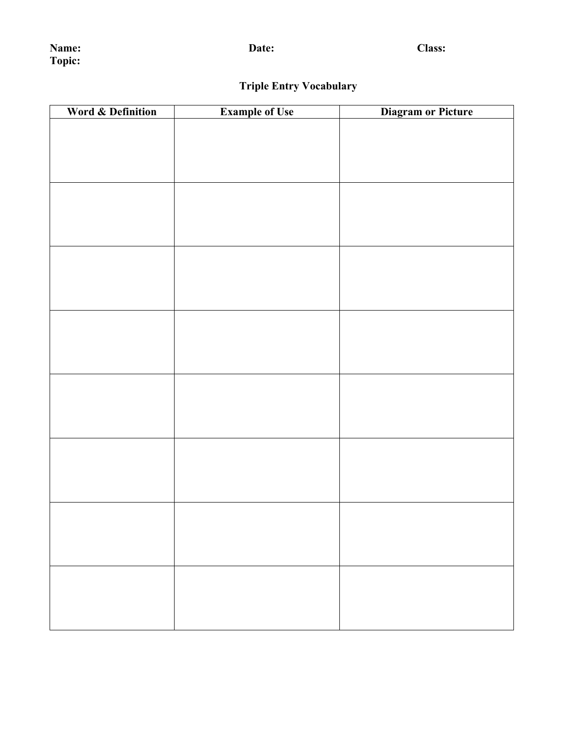**Name:** **Date:** **Class:**
**Topic:**

**Triple Entry Vocabulary**

| Word & Definition | Example of Use | Diagram or Picture |
|---|---|---|
| | | |
| | | |
| | | |
| | | |
| | | |
| | | |
| | | |
| | | |